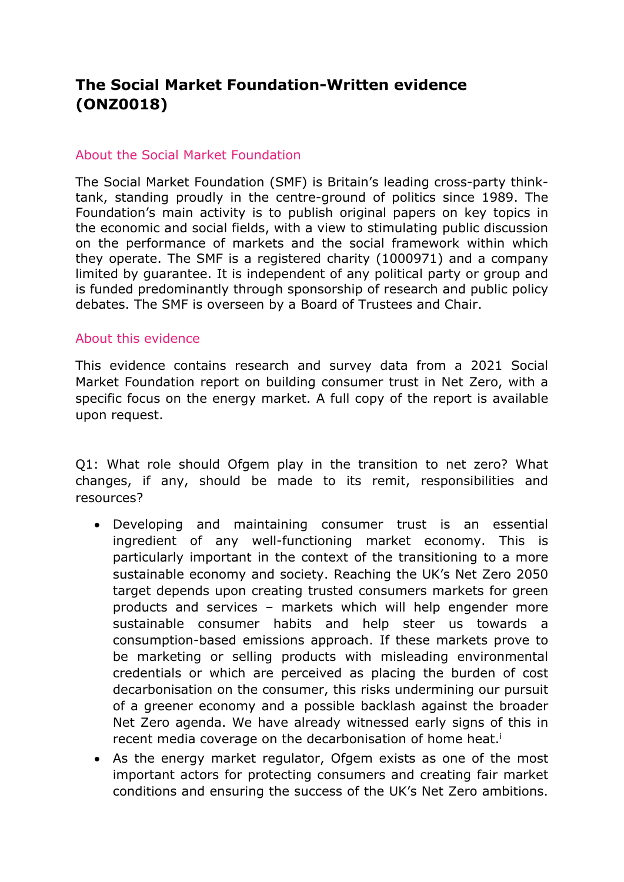# The Social Market Foundation-Written evidence (ONZ0018)

## About the Social Market Foundation

The Social Market Foundation (SMF) is Britain's leading cross-party think-tank, standing proudly in the centre-ground of politics since 1989. The Foundation's main activity is to publish original papers on key topics in the economic and social fields, with a view to stimulating public discussion on the performance of markets and the social framework within which they operate. The SMF is a registered charity (1000971) and a company limited by guarantee. It is independent of any political party or group and is funded predominantly through sponsorship of research and public policy debates. The SMF is overseen by a Board of Trustees and Chair.

## About this evidence

This evidence contains research and survey data from a 2021 Social Market Foundation report on building consumer trust in Net Zero, with a specific focus on the energy market. A full copy of the report is available upon request.

Q1: What role should Ofgem play in the transition to net zero? What changes, if any, should be made to its remit, responsibilities and resources?

- Developing and maintaining consumer trust is an essential ingredient of any well-functioning market economy. This is particularly important in the context of the transitioning to a more sustainable economy and society. Reaching the UK's Net Zero 2050 target depends upon creating trusted consumers markets for green products and services – markets which will help engender more sustainable consumer habits and help steer us towards a consumption-based emissions approach. If these markets prove to be marketing or selling products with misleading environmental credentials or which are perceived as placing the burden of cost decarbonisation on the consumer, this risks undermining our pursuit of a greener economy and a possible backlash against the broader Net Zero agenda. We have already witnessed early signs of this in recent media coverage on the decarbonisation of home heat.[i]
- As the energy market regulator, Ofgem exists as one of the most important actors for protecting consumers and creating fair market conditions and ensuring the success of the UK's Net Zero ambitions.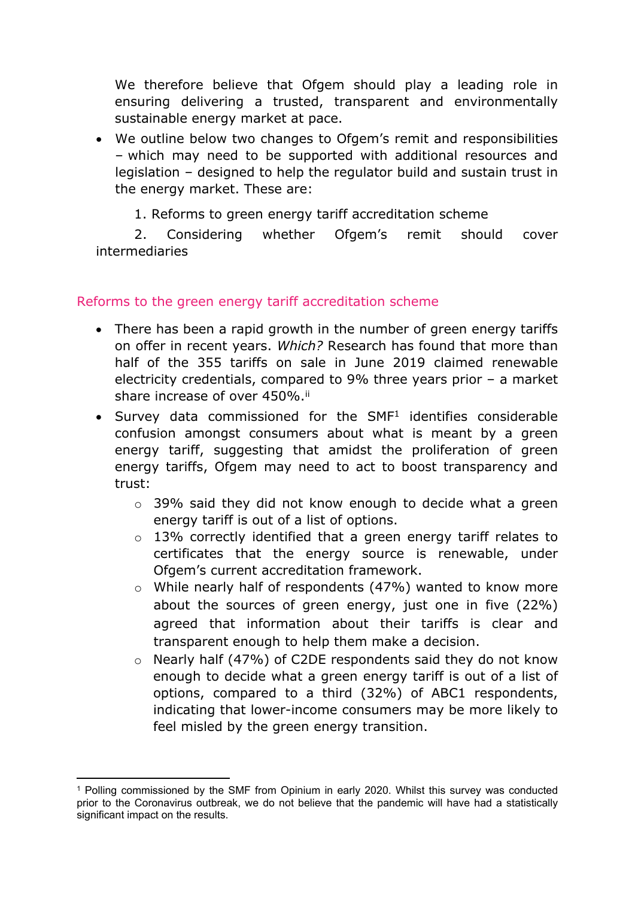We therefore believe that Ofgem should play a leading role in ensuring delivering a trusted, transparent and environmentally sustainable energy market at pace.

- We outline below two changes to Ofgem's remit and responsibilities – which may need to be supported with additional resources and legislation – designed to help the regulator build and sustain trust in the energy market. These are:

  1. Reforms to green energy tariff accreditation scheme
  2. Considering whether Ofgem's remit should cover intermediaries

## Reforms to the green energy tariff accreditation scheme

- There has been a rapid growth in the number of green energy tariffs on offer in recent years. *Which?* Research has found that more than half of the 355 tariffs on sale in June 2019 claimed renewable electricity credentials, compared to 9% three years prior – a market share increase of over 450%.[ii]
- Survey data commissioned for the SMF[1] identifies considerable confusion amongst consumers about what is meant by a green energy tariff, suggesting that amidst the proliferation of green energy tariffs, Ofgem may need to act to boost transparency and trust:
  - 39% said they did not know enough to decide what a green energy tariff is out of a list of options.
  - 13% correctly identified that a green energy tariff relates to certificates that the energy source is renewable, under Ofgem's current accreditation framework.
  - While nearly half of respondents (47%) wanted to know more about the sources of green energy, just one in five (22%) agreed that information about their tariffs is clear and transparent enough to help them make a decision.
  - Nearly half (47%) of C2DE respondents said they do not know enough to decide what a green energy tariff is out of a list of options, compared to a third (32%) of ABC1 respondents, indicating that lower-income consumers may be more likely to feel misled by the green energy transition.

[1] Polling commissioned by the SMF from Opinium in early 2020. Whilst this survey was conducted prior to the Coronavirus outbreak, we do not believe that the pandemic will have had a statistically significant impact on the results.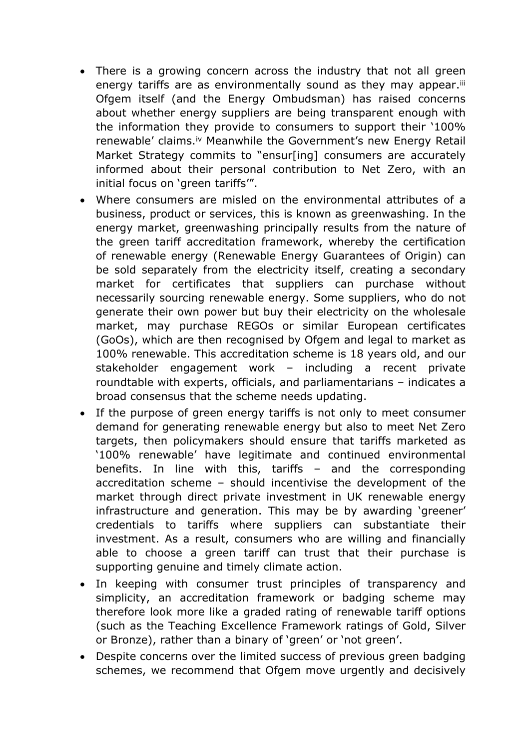- There is a growing concern across the industry that not all green energy tariffs are as environmentally sound as they may appear.[iii] Ofgem itself (and the Energy Ombudsman) has raised concerns about whether energy suppliers are being transparent enough with the information they provide to consumers to support their '100% renewable' claims.[iv] Meanwhile the Government's new Energy Retail Market Strategy commits to "ensur[ing] consumers are accurately informed about their personal contribution to Net Zero, with an initial focus on 'green tariffs'".
- Where consumers are misled on the environmental attributes of a business, product or services, this is known as greenwashing. In the energy market, greenwashing principally results from the nature of the green tariff accreditation framework, whereby the certification of renewable energy (Renewable Energy Guarantees of Origin) can be sold separately from the electricity itself, creating a secondary market for certificates that suppliers can purchase without necessarily sourcing renewable energy. Some suppliers, who do not generate their own power but buy their electricity on the wholesale market, may purchase REGOs or similar European certificates (GoOs), which are then recognised by Ofgem and legal to market as 100% renewable. This accreditation scheme is 18 years old, and our stakeholder engagement work – including a recent private roundtable with experts, officials, and parliamentarians – indicates a broad consensus that the scheme needs updating.
- If the purpose of green energy tariffs is not only to meet consumer demand for generating renewable energy but also to meet Net Zero targets, then policymakers should ensure that tariffs marketed as '100% renewable' have legitimate and continued environmental benefits. In line with this, tariffs – and the corresponding accreditation scheme – should incentivise the development of the market through direct private investment in UK renewable energy infrastructure and generation. This may be by awarding 'greener' credentials to tariffs where suppliers can substantiate their investment. As a result, consumers who are willing and financially able to choose a green tariff can trust that their purchase is supporting genuine and timely climate action.
- In keeping with consumer trust principles of transparency and simplicity, an accreditation framework or badging scheme may therefore look more like a graded rating of renewable tariff options (such as the Teaching Excellence Framework ratings of Gold, Silver or Bronze), rather than a binary of 'green' or 'not green'.
- Despite concerns over the limited success of previous green badging schemes, we recommend that Ofgem move urgently and decisively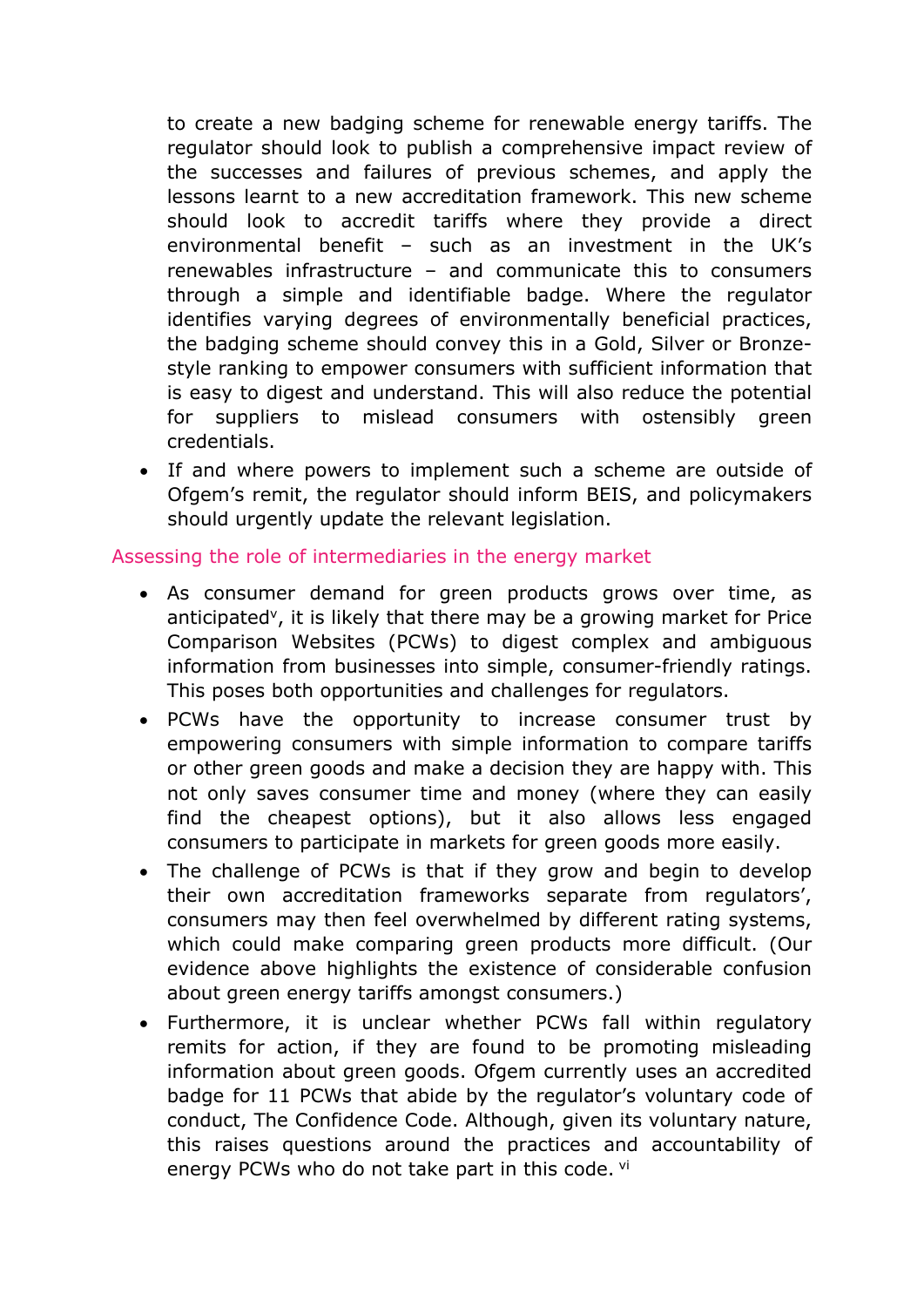to create a new badging scheme for renewable energy tariffs. The regulator should look to publish a comprehensive impact review of the successes and failures of previous schemes, and apply the lessons learnt to a new accreditation framework. This new scheme should look to accredit tariffs where they provide a direct environmental benefit – such as an investment in the UK's renewables infrastructure – and communicate this to consumers through a simple and identifiable badge. Where the regulator identifies varying degrees of environmentally beneficial practices, the badging scheme should convey this in a Gold, Silver or Bronze-style ranking to empower consumers with sufficient information that is easy to digest and understand. This will also reduce the potential for suppliers to mislead consumers with ostensibly green credentials.

- If and where powers to implement such a scheme are outside of Ofgem's remit, the regulator should inform BEIS, and policymakers should urgently update the relevant legislation.

## Assessing the role of intermediaries in the energy market

- As consumer demand for green products grows over time, as anticipated[v], it is likely that there may be a growing market for Price Comparison Websites (PCWs) to digest complex and ambiguous information from businesses into simple, consumer-friendly ratings. This poses both opportunities and challenges for regulators.
- PCWs have the opportunity to increase consumer trust by empowering consumers with simple information to compare tariffs or other green goods and make a decision they are happy with. This not only saves consumer time and money (where they can easily find the cheapest options), but it also allows less engaged consumers to participate in markets for green goods more easily.
- The challenge of PCWs is that if they grow and begin to develop their own accreditation frameworks separate from regulators', consumers may then feel overwhelmed by different rating systems, which could make comparing green products more difficult. (Our evidence above highlights the existence of considerable confusion about green energy tariffs amongst consumers.)
- Furthermore, it is unclear whether PCWs fall within regulatory remits for action, if they are found to be promoting misleading information about green goods. Ofgem currently uses an accredited badge for 11 PCWs that abide by the regulator's voluntary code of conduct, The Confidence Code. Although, given its voluntary nature, this raises questions around the practices and accountability of energy PCWs who do not take part in this code. [vi]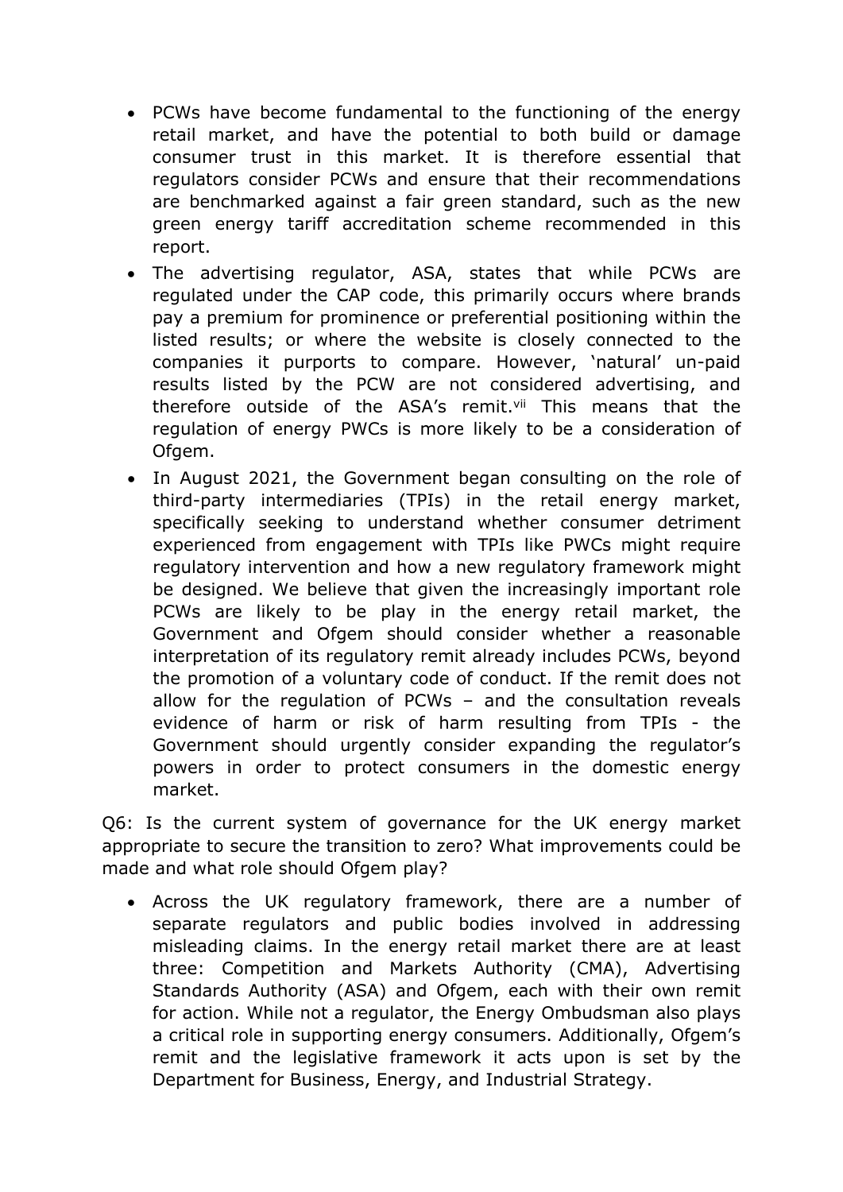- PCWs have become fundamental to the functioning of the energy retail market, and have the potential to both build or damage consumer trust in this market. It is therefore essential that regulators consider PCWs and ensure that their recommendations are benchmarked against a fair green standard, such as the new green energy tariff accreditation scheme recommended in this report.
- The advertising regulator, ASA, states that while PCWs are regulated under the CAP code, this primarily occurs where brands pay a premium for prominence or preferential positioning within the listed results; or where the website is closely connected to the companies it purports to compare. However, 'natural' un-paid results listed by the PCW are not considered advertising, and therefore outside of the ASA's remit.[vii] This means that the regulation of energy PWCs is more likely to be a consideration of Ofgem.
- In August 2021, the Government began consulting on the role of third-party intermediaries (TPIs) in the retail energy market, specifically seeking to understand whether consumer detriment experienced from engagement with TPIs like PWCs might require regulatory intervention and how a new regulatory framework might be designed. We believe that given the increasingly important role PCWs are likely to be play in the energy retail market, the Government and Ofgem should consider whether a reasonable interpretation of its regulatory remit already includes PCWs, beyond the promotion of a voluntary code of conduct. If the remit does not allow for the regulation of PCWs – and the consultation reveals evidence of harm or risk of harm resulting from TPIs - the Government should urgently consider expanding the regulator's powers in order to protect consumers in the domestic energy market.

Q6: Is the current system of governance for the UK energy market appropriate to secure the transition to zero? What improvements could be made and what role should Ofgem play?

- Across the UK regulatory framework, there are a number of separate regulators and public bodies involved in addressing misleading claims. In the energy retail market there are at least three: Competition and Markets Authority (CMA), Advertising Standards Authority (ASA) and Ofgem, each with their own remit for action. While not a regulator, the Energy Ombudsman also plays a critical role in supporting energy consumers. Additionally, Ofgem's remit and the legislative framework it acts upon is set by the Department for Business, Energy, and Industrial Strategy.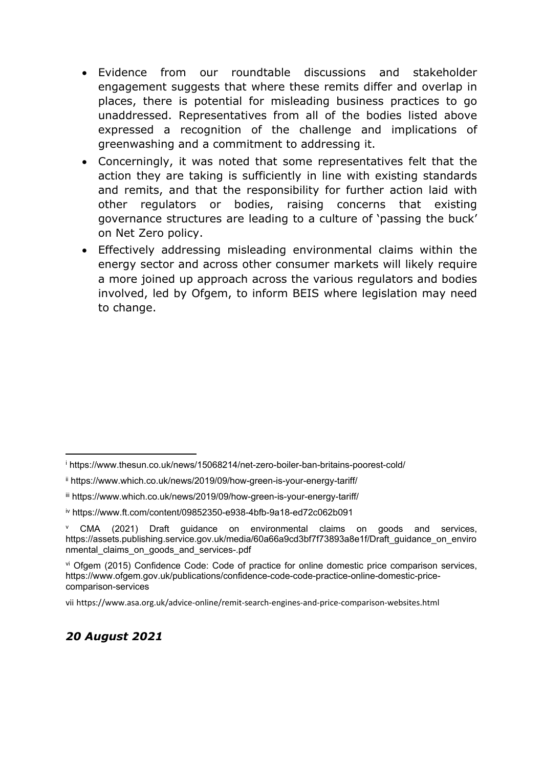- Evidence from our roundtable discussions and stakeholder engagement suggests that where these remits differ and overlap in places, there is potential for misleading business practices to go unaddressed. Representatives from all of the bodies listed above expressed a recognition of the challenge and implications of greenwashing and a commitment to addressing it.
- Concerningly, it was noted that some representatives felt that the action they are taking is sufficiently in line with existing standards and remits, and that the responsibility for further action laid with other regulators or bodies, raising concerns that existing governance structures are leading to a culture of 'passing the buck' on Net Zero policy.
- Effectively addressing misleading environmental claims within the energy sector and across other consumer markets will likely require a more joined up approach across the various regulators and bodies involved, led by Ofgem, to inform BEIS where legislation may need to change.

---

[i] https://www.thesun.co.uk/news/15068214/net-zero-boiler-ban-britains-poorest-cold/

[ii] https://www.which.co.uk/news/2019/09/how-green-is-your-energy-tariff/

[iii] https://www.which.co.uk/news/2019/09/how-green-is-your-energy-tariff/

[iv] https://www.ft.com/content/09852350-e938-4bfb-9a18-ed72c062b091

[v] CMA (2021) Draft guidance on environmental claims on goods and services, https://assets.publishing.service.gov.uk/media/60a66a9cd3bf7f73893a8e1f/Draft_guidance_on_environmental_claims_on_goods_and_services-.pdf

[vi] Ofgem (2015) Confidence Code: Code of practice for online domestic price comparison services, https://www.ofgem.gov.uk/publications/confidence-code-code-practice-online-domestic-price-comparison-services

vii https://www.asa.org.uk/advice-online/remit-search-engines-and-price-comparison-websites.html

***20 August 2021***